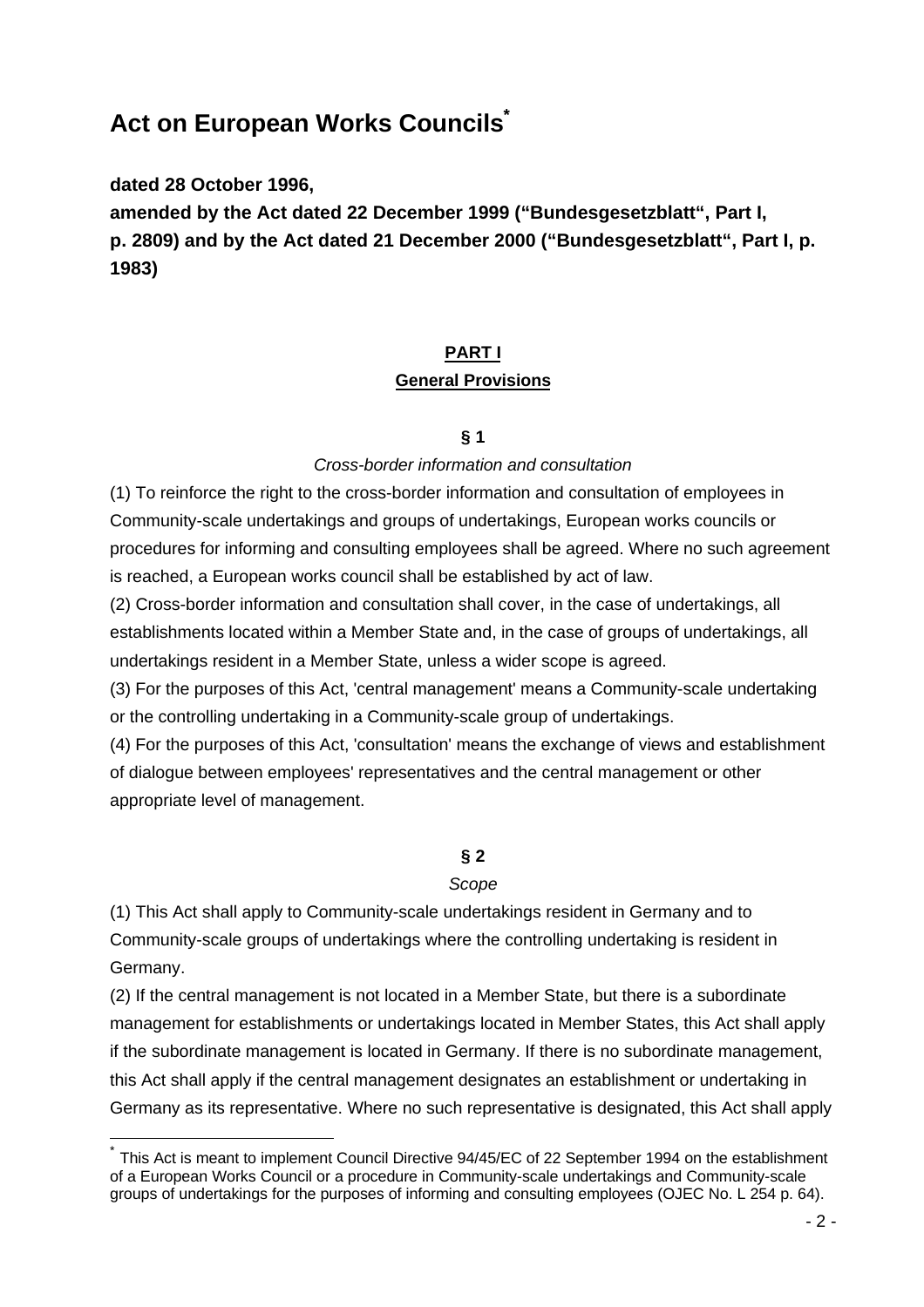# Act on European Works Councils[*]

**dated 28 October 1996,**

**amended by the Act dated 22 December 1999 ("Bundesgesetzblatt", Part I, p. 2809) and by the Act dated 21 December 2000 ("Bundesgesetzblatt", Part I, p. 1983)**

## PART I
## General Provisions

### § 1

*Cross-border information and consultation*

(1) To reinforce the right to the cross-border information and consultation of employees in Community-scale undertakings and groups of undertakings, European works councils or procedures for informing and consulting employees shall be agreed. Where no such agreement is reached, a European works council shall be established by act of law.

(2) Cross-border information and consultation shall cover, in the case of undertakings, all establishments located within a Member State and, in the case of groups of undertakings, all undertakings resident in a Member State, unless a wider scope is agreed.

(3) For the purposes of this Act, 'central management' means a Community-scale undertaking or the controlling undertaking in a Community-scale group of undertakings.

(4) For the purposes of this Act, 'consultation' means the exchange of views and establishment of dialogue between employees' representatives and the central management or other appropriate level of management.

### § 2

*Scope*

(1) This Act shall apply to Community-scale undertakings resident in Germany and to Community-scale groups of undertakings where the controlling undertaking is resident in Germany.

(2) If the central management is not located in a Member State, but there is a subordinate management for establishments or undertakings located in Member States, this Act shall apply if the subordinate management is located in Germany. If there is no subordinate management, this Act shall apply if the central management designates an establishment or undertaking in Germany as its representative. Where no such representative is designated, this Act shall apply

[*] This Act is meant to implement Council Directive 94/45/EC of 22 September 1994 on the establishment of a European Works Council or a procedure in Community-scale undertakings and Community-scale groups of undertakings for the purposes of informing and consulting employees (OJEC No. L 254 p. 64).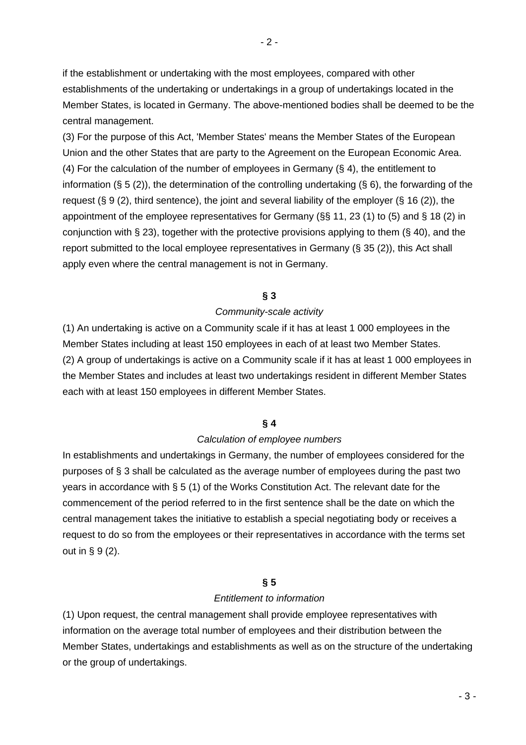if the establishment or undertaking with the most employees, compared with other establishments of the undertaking or undertakings in a group of undertakings located in the Member States, is located in Germany. The above-mentioned bodies shall be deemed to be the central management.

(3) For the purpose of this Act, 'Member States' means the Member States of the European Union and the other States that are party to the Agreement on the European Economic Area.

(4) For the calculation of the number of employees in Germany (§ 4), the entitlement to information (§ 5 (2)), the determination of the controlling undertaking (§ 6), the forwarding of the request (§ 9 (2), third sentence), the joint and several liability of the employer (§ 16 (2)), the appointment of the employee representatives for Germany (§§ 11, 23 (1) to (5) and § 18 (2) in conjunction with § 23), together with the protective provisions applying to them (§ 40), and the report submitted to the local employee representatives in Germany (§ 35 (2)), this Act shall apply even where the central management is not in Germany.

**§ 3**

*Community-scale activity*

(1) An undertaking is active on a Community scale if it has at least 1 000 employees in the Member States including at least 150 employees in each of at least two Member States.

(2) A group of undertakings is active on a Community scale if it has at least 1 000 employees in the Member States and includes at least two undertakings resident in different Member States each with at least 150 employees in different Member States.

**§ 4**

*Calculation of employee numbers*

In establishments and undertakings in Germany, the number of employees considered for the purposes of § 3 shall be calculated as the average number of employees during the past two years in accordance with § 5 (1) of the Works Constitution Act. The relevant date for the commencement of the period referred to in the first sentence shall be the date on which the central management takes the initiative to establish a special negotiating body or receives a request to do so from the employees or their representatives in accordance with the terms set out in § 9 (2).

**§ 5**

*Entitlement to information*

(1) Upon request, the central management shall provide employee representatives with information on the average total number of employees and their distribution between the Member States, undertakings and establishments as well as on the structure of the undertaking or the group of undertakings.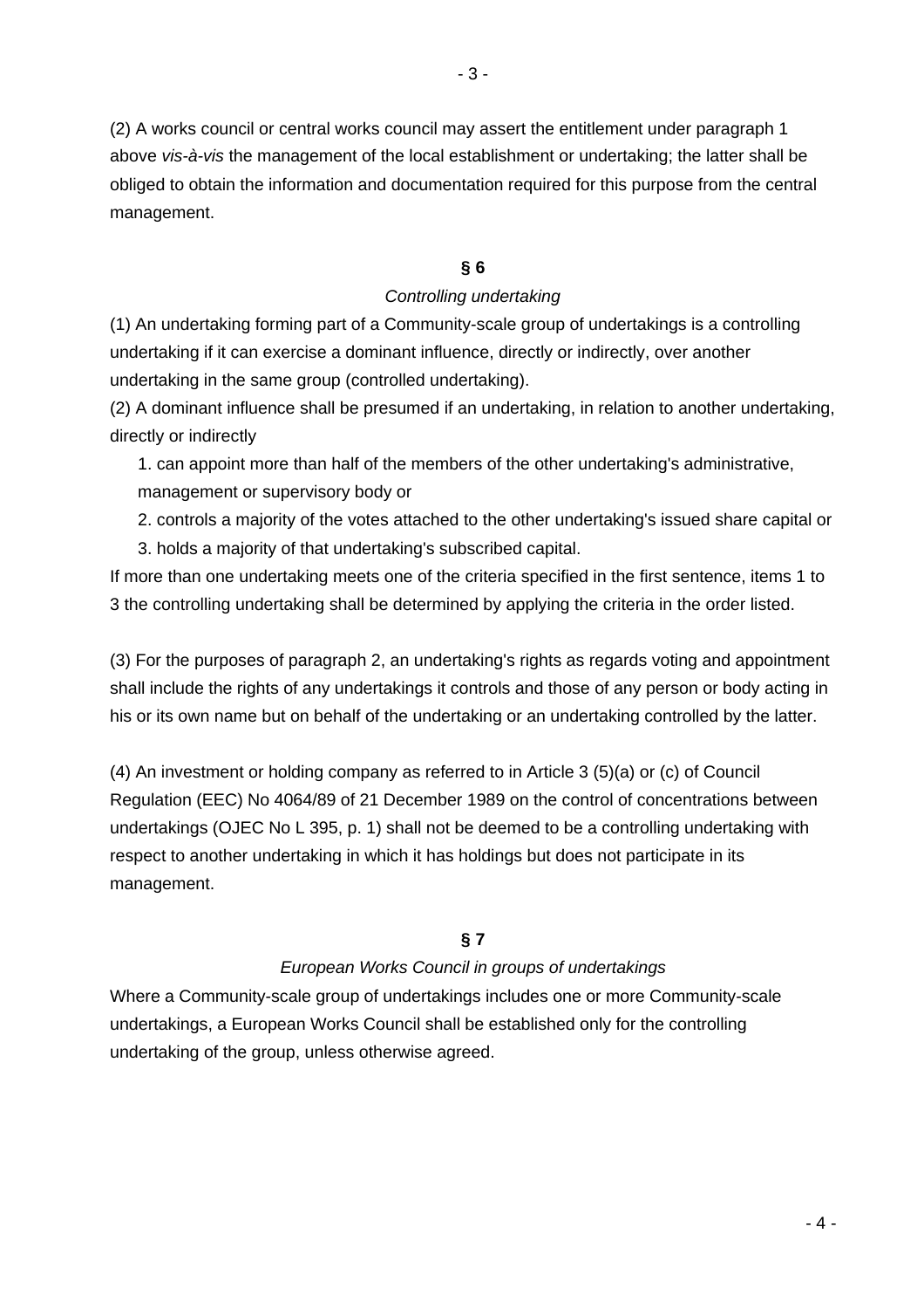(2) A works council or central works council may assert the entitlement under paragraph 1 above *vis-à-vis* the management of the local establishment or undertaking; the latter shall be obliged to obtain the information and documentation required for this purpose from the central management.

## § 6

*Controlling undertaking*

(1) An undertaking forming part of a Community-scale group of undertakings is a controlling undertaking if it can exercise a dominant influence, directly or indirectly, over another undertaking in the same group (controlled undertaking).

(2) A dominant influence shall be presumed if an undertaking, in relation to another undertaking, directly or indirectly

1. can appoint more than half of the members of the other undertaking's administrative, management or supervisory body or
2. controls a majority of the votes attached to the other undertaking's issued share capital or
3. holds a majority of that undertaking's subscribed capital.

If more than one undertaking meets one of the criteria specified in the first sentence, items 1 to 3 the controlling undertaking shall be determined by applying the criteria in the order listed.

(3) For the purposes of paragraph 2, an undertaking's rights as regards voting and appointment shall include the rights of any undertakings it controls and those of any person or body acting in his or its own name but on behalf of the undertaking or an undertaking controlled by the latter.

(4) An investment or holding company as referred to in Article 3 (5)(a) or (c) of Council Regulation (EEC) No 4064/89 of 21 December 1989 on the control of concentrations between undertakings (OJEC No L 395, p. 1) shall not be deemed to be a controlling undertaking with respect to another undertaking in which it has holdings but does not participate in its management.

## § 7

*European Works Council in groups of undertakings*

Where a Community-scale group of undertakings includes one or more Community-scale undertakings, a European Works Council shall be established only for the controlling undertaking of the group, unless otherwise agreed.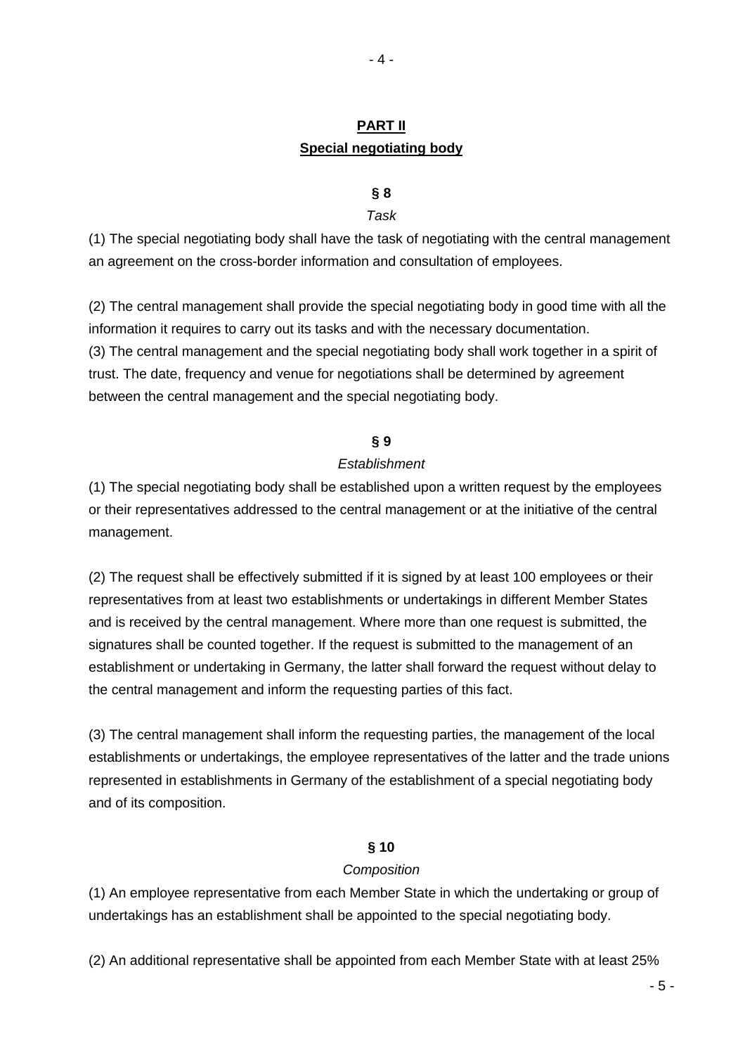## PART II
## Special negotiating body

### § 8
*Task*

(1) The special negotiating body shall have the task of negotiating with the central management an agreement on the cross-border information and consultation of employees.

(2) The central management shall provide the special negotiating body in good time with all the information it requires to carry out its tasks and with the necessary documentation.
(3) The central management and the special negotiating body shall work together in a spirit of trust. The date, frequency and venue for negotiations shall be determined by agreement between the central management and the special negotiating body.

### § 9
*Establishment*

(1) The special negotiating body shall be established upon a written request by the employees or their representatives addressed to the central management or at the initiative of the central management.

(2) The request shall be effectively submitted if it is signed by at least 100 employees or their representatives from at least two establishments or undertakings in different Member States and is received by the central management. Where more than one request is submitted, the signatures shall be counted together. If the request is submitted to the management of an establishment or undertaking in Germany, the latter shall forward the request without delay to the central management and inform the requesting parties of this fact.

(3) The central management shall inform the requesting parties, the management of the local establishments or undertakings, the employee representatives of the latter and the trade unions represented in establishments in Germany of the establishment of a special negotiating body and of its composition.

### § 10
*Composition*

(1) An employee representative from each Member State in which the undertaking or group of undertakings has an establishment shall be appointed to the special negotiating body.

(2) An additional representative shall be appointed from each Member State with at least 25%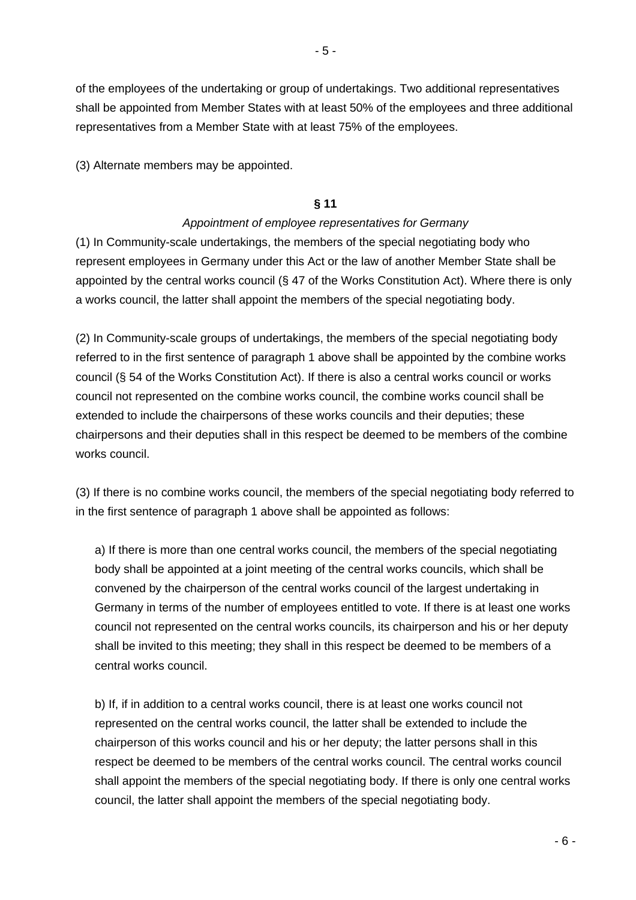of the employees of the undertaking or group of undertakings. Two additional representatives shall be appointed from Member States with at least 50% of the employees and three additional representatives from a Member State with at least 75% of the employees.

(3) Alternate members may be appointed.

**§ 11**

*Appointment of employee representatives for Germany*

(1) In Community-scale undertakings, the members of the special negotiating body who represent employees in Germany under this Act or the law of another Member State shall be appointed by the central works council (§ 47 of the Works Constitution Act). Where there is only a works council, the latter shall appoint the members of the special negotiating body.

(2) In Community-scale groups of undertakings, the members of the special negotiating body referred to in the first sentence of paragraph 1 above shall be appointed by the combine works council (§ 54 of the Works Constitution Act). If there is also a central works council or works council not represented on the combine works council, the combine works council shall be extended to include the chairpersons of these works councils and their deputies; these chairpersons and their deputies shall in this respect be deemed to be members of the combine works council.

(3) If there is no combine works council, the members of the special negotiating body referred to in the first sentence of paragraph 1 above shall be appointed as follows:

a) If there is more than one central works council, the members of the special negotiating body shall be appointed at a joint meeting of the central works councils, which shall be convened by the chairperson of the central works council of the largest undertaking in Germany in terms of the number of employees entitled to vote. If there is at least one works council not represented on the central works councils, its chairperson and his or her deputy shall be invited to this meeting; they shall in this respect be deemed to be members of a central works council.

b) If, if in addition to a central works council, there is at least one works council not represented on the central works council, the latter shall be extended to include the chairperson of this works council and his or her deputy; the latter persons shall in this respect be deemed to be members of the central works council. The central works council shall appoint the members of the special negotiating body. If there is only one central works council, the latter shall appoint the members of the special negotiating body.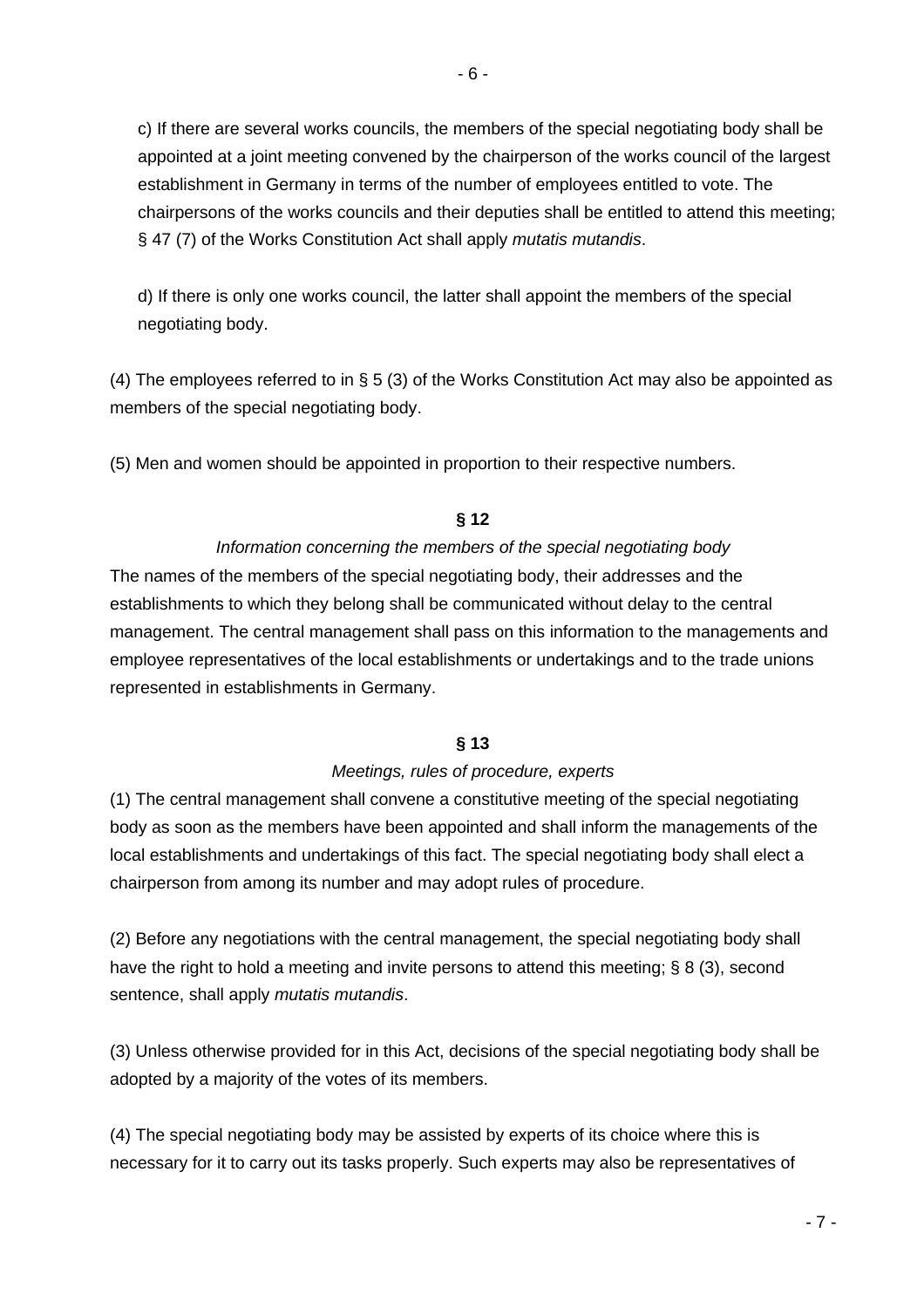c) If there are several works councils, the members of the special negotiating body shall be appointed at a joint meeting convened by the chairperson of the works council of the largest establishment in Germany in terms of the number of employees entitled to vote. The chairpersons of the works councils and their deputies shall be entitled to attend this meeting; § 47 (7) of the Works Constitution Act shall apply *mutatis mutandis*.

d) If there is only one works council, the latter shall appoint the members of the special negotiating body.

(4) The employees referred to in § 5 (3) of the Works Constitution Act may also be appointed as members of the special negotiating body.

(5) Men and women should be appointed in proportion to their respective numbers.

**§ 12**

*Information concerning the members of the special negotiating body*

The names of the members of the special negotiating body, their addresses and the establishments to which they belong shall be communicated without delay to the central management. The central management shall pass on this information to the managements and employee representatives of the local establishments or undertakings and to the trade unions represented in establishments in Germany.

**§ 13**

*Meetings, rules of procedure, experts*

(1) The central management shall convene a constitutive meeting of the special negotiating body as soon as the members have been appointed and shall inform the managements of the local establishments and undertakings of this fact. The special negotiating body shall elect a chairperson from among its number and may adopt rules of procedure.

(2) Before any negotiations with the central management, the special negotiating body shall have the right to hold a meeting and invite persons to attend this meeting; § 8 (3), second sentence, shall apply *mutatis mutandis*.

(3) Unless otherwise provided for in this Act, decisions of the special negotiating body shall be adopted by a majority of the votes of its members.

(4) The special negotiating body may be assisted by experts of its choice where this is necessary for it to carry out its tasks properly. Such experts may also be representatives of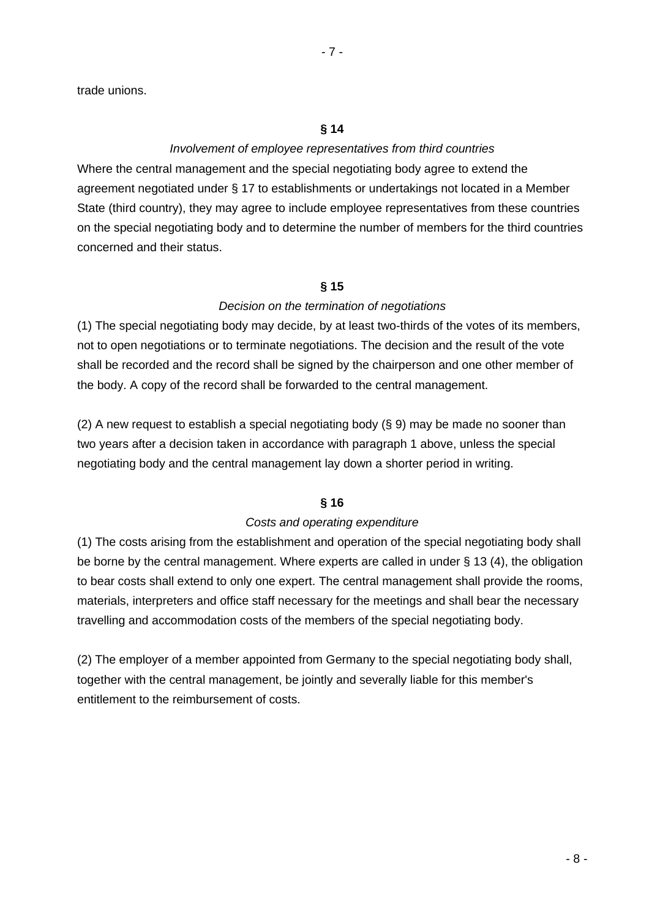trade unions.

## § 14

*Involvement of employee representatives from third countries*

Where the central management and the special negotiating body agree to extend the agreement negotiated under § 17 to establishments or undertakings not located in a Member State (third country), they may agree to include employee representatives from these countries on the special negotiating body and to determine the number of members for the third countries concerned and their status.

## § 15

*Decision on the termination of negotiations*

(1) The special negotiating body may decide, by at least two-thirds of the votes of its members, not to open negotiations or to terminate negotiations. The decision and the result of the vote shall be recorded and the record shall be signed by the chairperson and one other member of the body. A copy of the record shall be forwarded to the central management.

(2) A new request to establish a special negotiating body (§ 9) may be made no sooner than two years after a decision taken in accordance with paragraph 1 above, unless the special negotiating body and the central management lay down a shorter period in writing.

## § 16

*Costs and operating expenditure*

(1) The costs arising from the establishment and operation of the special negotiating body shall be borne by the central management. Where experts are called in under § 13 (4), the obligation to bear costs shall extend to only one expert. The central management shall provide the rooms, materials, interpreters and office staff necessary for the meetings and shall bear the necessary travelling and accommodation costs of the members of the special negotiating body.

(2) The employer of a member appointed from Germany to the special negotiating body shall, together with the central management, be jointly and severally liable for this member's entitlement to the reimbursement of costs.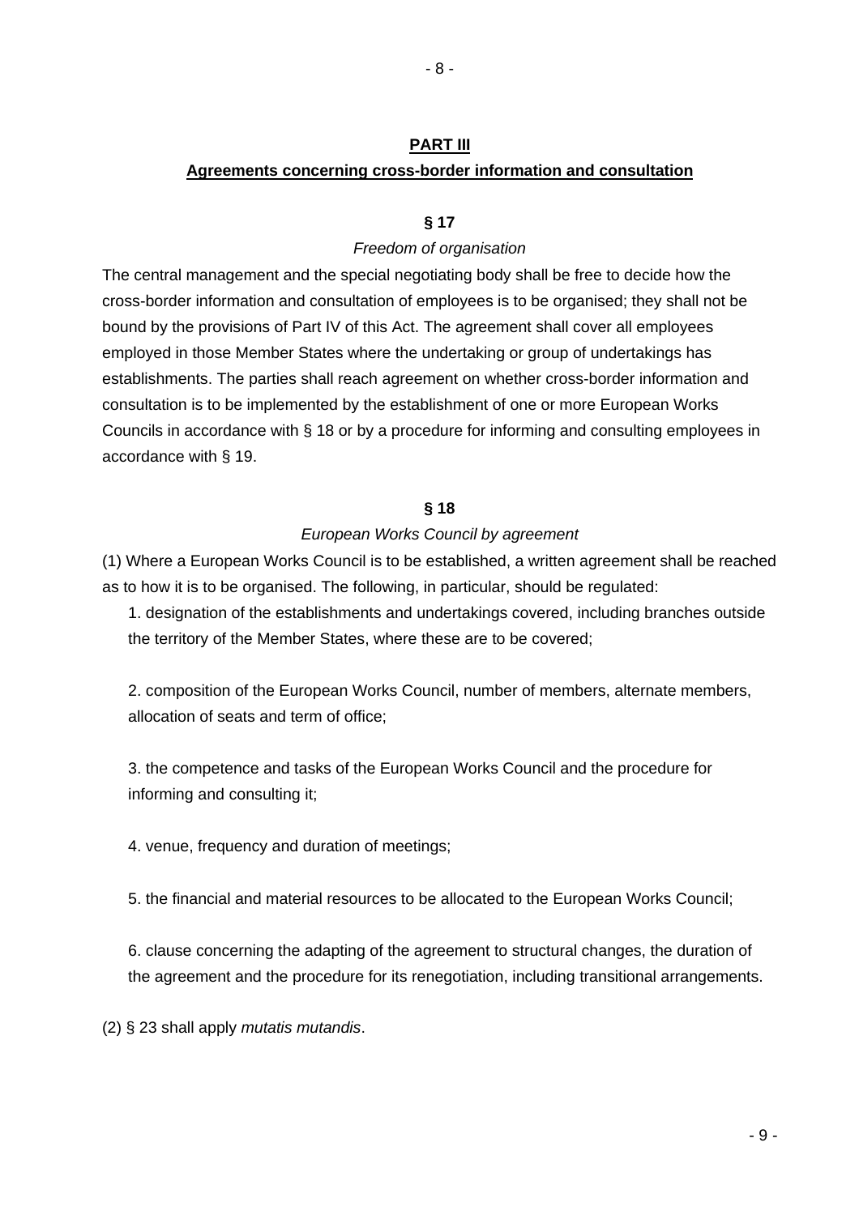## PART III

## Agreements concerning cross-border information and consultation

### § 17

*Freedom of organisation*

The central management and the special negotiating body shall be free to decide how the cross-border information and consultation of employees is to be organised; they shall not be bound by the provisions of Part IV of this Act. The agreement shall cover all employees employed in those Member States where the undertaking or group of undertakings has establishments. The parties shall reach agreement on whether cross-border information and consultation is to be implemented by the establishment of one or more European Works Councils in accordance with § 18 or by a procedure for informing and consulting employees in accordance with § 19.

### § 18

*European Works Council by agreement*

(1) Where a European Works Council is to be established, a written agreement shall be reached as to how it is to be organised. The following, in particular, should be regulated:

1. designation of the establishments and undertakings covered, including branches outside the territory of the Member States, where these are to be covered;

2. composition of the European Works Council, number of members, alternate members, allocation of seats and term of office;

3. the competence and tasks of the European Works Council and the procedure for informing and consulting it;

4. venue, frequency and duration of meetings;

5. the financial and material resources to be allocated to the European Works Council;

6. clause concerning the adapting of the agreement to structural changes, the duration of the agreement and the procedure for its renegotiation, including transitional arrangements.

(2) § 23 shall apply *mutatis mutandis*.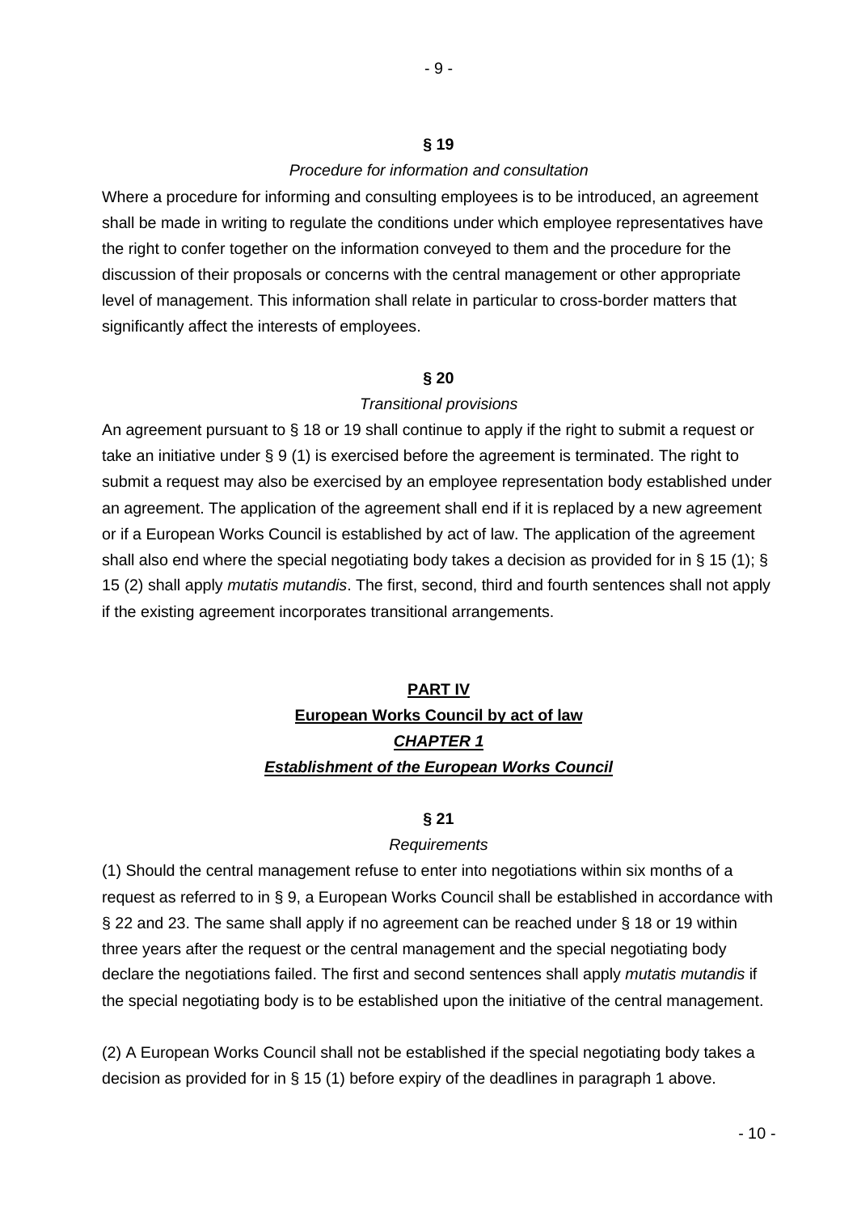### § 19

*Procedure for information and consultation*

Where a procedure for informing and consulting employees is to be introduced, an agreement shall be made in writing to regulate the conditions under which employee representatives have the right to confer together on the information conveyed to them and the procedure for the discussion of their proposals or concerns with the central management or other appropriate level of management. This information shall relate in particular to cross-border matters that significantly affect the interests of employees.

### § 20

*Transitional provisions*

An agreement pursuant to § 18 or 19 shall continue to apply if the right to submit a request or take an initiative under § 9 (1) is exercised before the agreement is terminated. The right to submit a request may also be exercised by an employee representation body established under an agreement. The application of the agreement shall end if it is replaced by a new agreement or if a European Works Council is established by act of law. The application of the agreement shall also end where the special negotiating body takes a decision as provided for in § 15 (1); § 15 (2) shall apply *mutatis mutandis*. The first, second, third and fourth sentences shall not apply if the existing agreement incorporates transitional arrangements.

## PART IV

## European Works Council by act of law

### *CHAPTER 1*

### *Establishment of the European Works Council*

### § 21

*Requirements*

(1) Should the central management refuse to enter into negotiations within six months of a request as referred to in § 9, a European Works Council shall be established in accordance with § 22 and 23. The same shall apply if no agreement can be reached under § 18 or 19 within three years after the request or the central management and the special negotiating body declare the negotiations failed. The first and second sentences shall apply *mutatis mutandis* if the special negotiating body is to be established upon the initiative of the central management.

(2) A European Works Council shall not be established if the special negotiating body takes a decision as provided for in § 15 (1) before expiry of the deadlines in paragraph 1 above.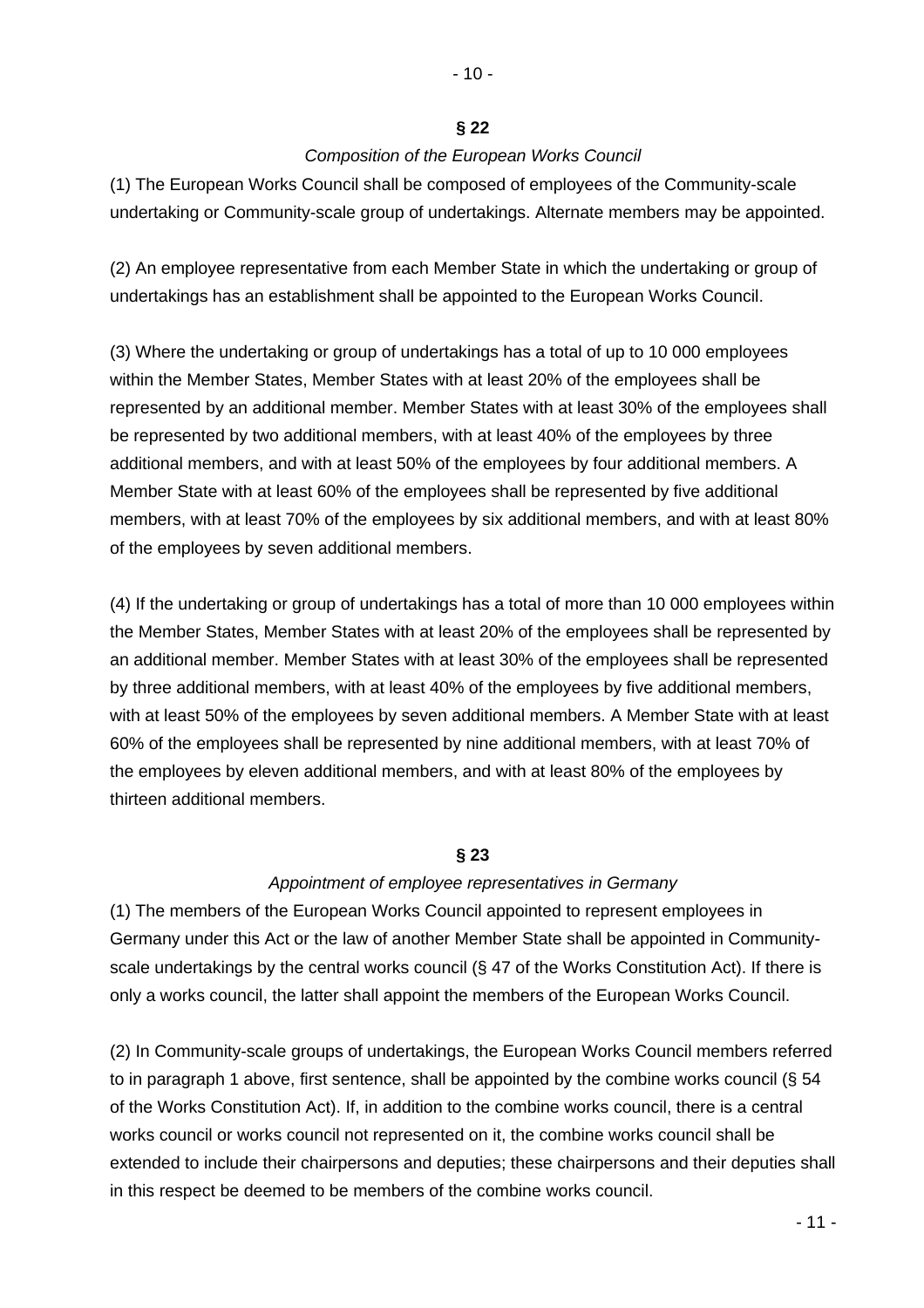**§ 22**

*Composition of the European Works Council*

(1) The European Works Council shall be composed of employees of the Community-scale undertaking or Community-scale group of undertakings. Alternate members may be appointed.

(2) An employee representative from each Member State in which the undertaking or group of undertakings has an establishment shall be appointed to the European Works Council.

(3) Where the undertaking or group of undertakings has a total of up to 10 000 employees within the Member States, Member States with at least 20% of the employees shall be represented by an additional member. Member States with at least 30% of the employees shall be represented by two additional members, with at least 40% of the employees by three additional members, and with at least 50% of the employees by four additional members. A Member State with at least 60% of the employees shall be represented by five additional members, with at least 70% of the employees by six additional members, and with at least 80% of the employees by seven additional members.

(4) If the undertaking or group of undertakings has a total of more than 10 000 employees within the Member States, Member States with at least 20% of the employees shall be represented by an additional member. Member States with at least 30% of the employees shall be represented by three additional members, with at least 40% of the employees by five additional members, with at least 50% of the employees by seven additional members. A Member State with at least 60% of the employees shall be represented by nine additional members, with at least 70% of the employees by eleven additional members, and with at least 80% of the employees by thirteen additional members.

**§ 23**

*Appointment of employee representatives in Germany*

(1) The members of the European Works Council appointed to represent employees in Germany under this Act or the law of another Member State shall be appointed in Community-scale undertakings by the central works council (§ 47 of the Works Constitution Act). If there is only a works council, the latter shall appoint the members of the European Works Council.

(2) In Community-scale groups of undertakings, the European Works Council members referred to in paragraph 1 above, first sentence, shall be appointed by the combine works council (§ 54 of the Works Constitution Act). If, in addition to the combine works council, there is a central works council or works council not represented on it, the combine works council shall be extended to include their chairpersons and deputies; these chairpersons and their deputies shall in this respect be deemed to be members of the combine works council.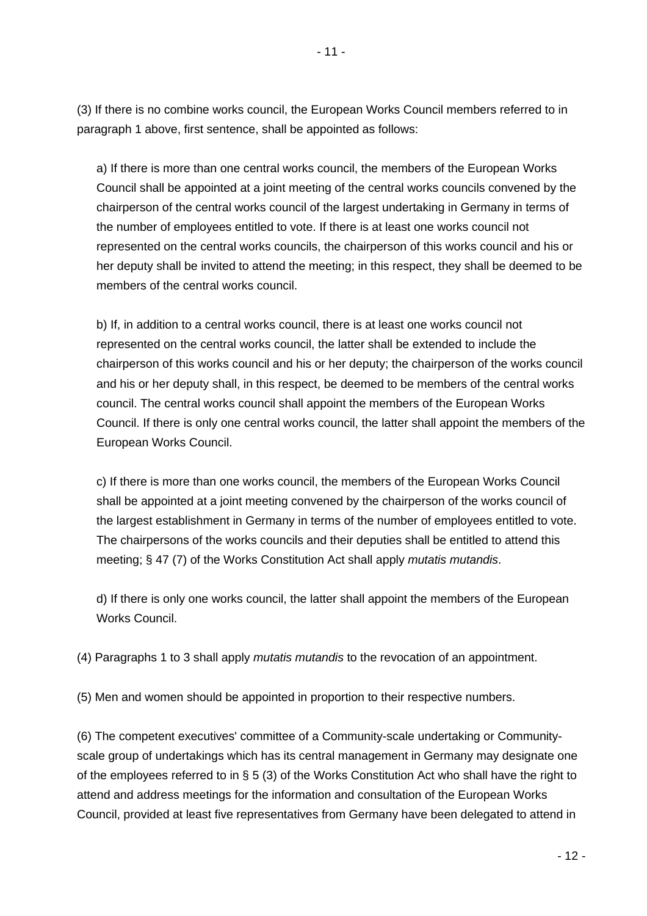(3) If there is no combine works council, the European Works Council members referred to in paragraph 1 above, first sentence, shall be appointed as follows:

a) If there is more than one central works council, the members of the European Works Council shall be appointed at a joint meeting of the central works councils convened by the chairperson of the central works council of the largest undertaking in Germany in terms of the number of employees entitled to vote. If there is at least one works council not represented on the central works councils, the chairperson of this works council and his or her deputy shall be invited to attend the meeting; in this respect, they shall be deemed to be members of the central works council.

b) If, in addition to a central works council, there is at least one works council not represented on the central works council, the latter shall be extended to include the chairperson of this works council and his or her deputy; the chairperson of the works council and his or her deputy shall, in this respect, be deemed to be members of the central works council. The central works council shall appoint the members of the European Works Council. If there is only one central works council, the latter shall appoint the members of the European Works Council.

c) If there is more than one works council, the members of the European Works Council shall be appointed at a joint meeting convened by the chairperson of the works council of the largest establishment in Germany in terms of the number of employees entitled to vote. The chairpersons of the works councils and their deputies shall be entitled to attend this meeting; § 47 (7) of the Works Constitution Act shall apply *mutatis mutandis*.

d) If there is only one works council, the latter shall appoint the members of the European Works Council.

(4) Paragraphs 1 to 3 shall apply *mutatis mutandis* to the revocation of an appointment.

(5) Men and women should be appointed in proportion to their respective numbers.

(6) The competent executives' committee of a Community-scale undertaking or Community-scale group of undertakings which has its central management in Germany may designate one of the employees referred to in § 5 (3) of the Works Constitution Act who shall have the right to attend and address meetings for the information and consultation of the European Works Council, provided at least five representatives from Germany have been delegated to attend in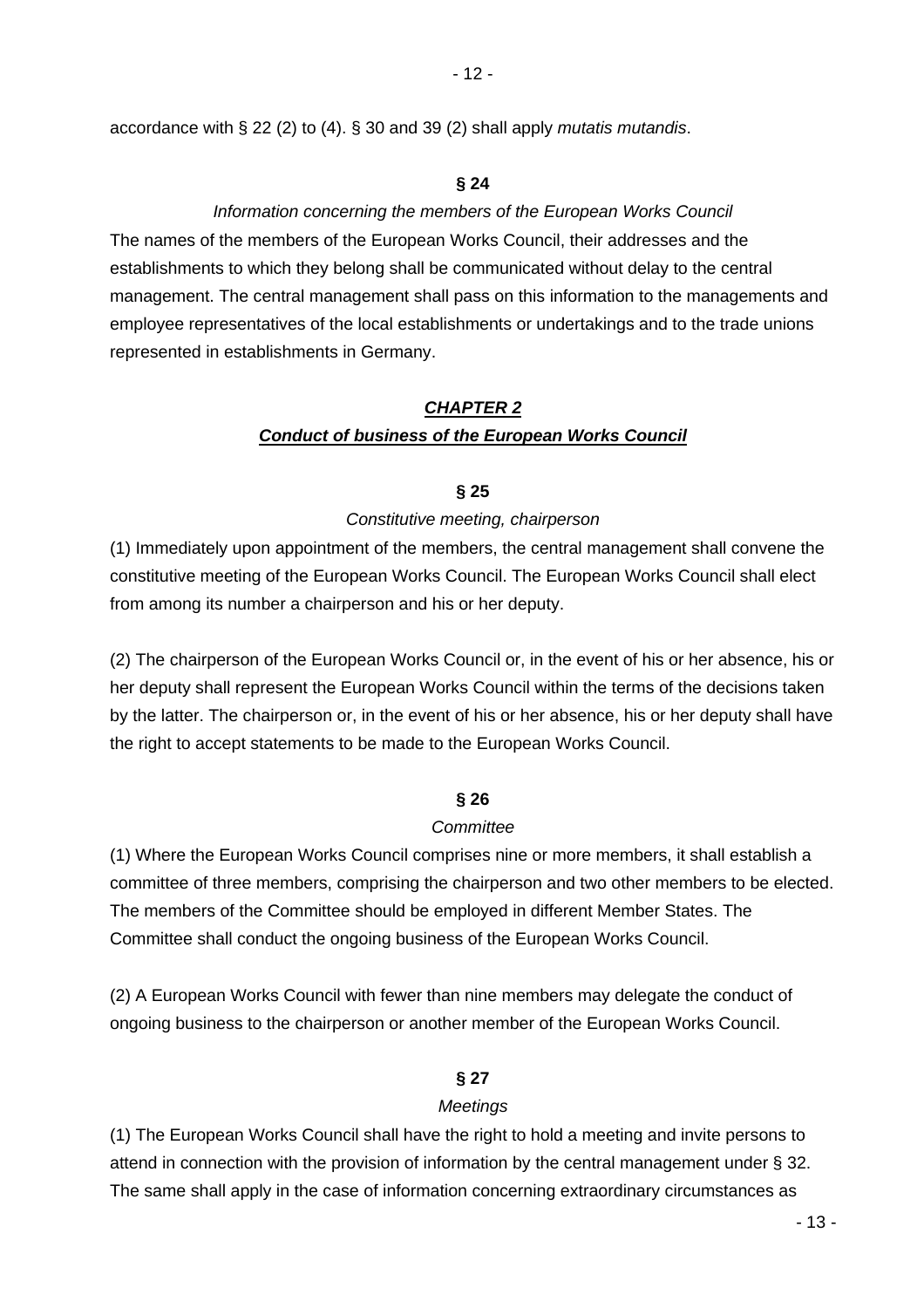accordance with § 22 (2) to (4). § 30 and 39 (2) shall apply *mutatis mutandis*.

**§ 24**

*Information concerning the members of the European Works Council*

The names of the members of the European Works Council, their addresses and the establishments to which they belong shall be communicated without delay to the central management. The central management shall pass on this information to the managements and employee representatives of the local establishments or undertakings and to the trade unions represented in establishments in Germany.

## ***CHAPTER 2***
## ***Conduct of business of the European Works Council***

**§ 25**

*Constitutive meeting, chairperson*

(1) Immediately upon appointment of the members, the central management shall convene the constitutive meeting of the European Works Council. The European Works Council shall elect from among its number a chairperson and his or her deputy.

(2) The chairperson of the European Works Council or, in the event of his or her absence, his or her deputy shall represent the European Works Council within the terms of the decisions taken by the latter. The chairperson or, in the event of his or her absence, his or her deputy shall have the right to accept statements to be made to the European Works Council.

**§ 26**

*Committee*

(1) Where the European Works Council comprises nine or more members, it shall establish a committee of three members, comprising the chairperson and two other members to be elected. The members of the Committee should be employed in different Member States. The Committee shall conduct the ongoing business of the European Works Council.

(2) A European Works Council with fewer than nine members may delegate the conduct of ongoing business to the chairperson or another member of the European Works Council.

**§ 27**

*Meetings*

(1) The European Works Council shall have the right to hold a meeting and invite persons to attend in connection with the provision of information by the central management under § 32. The same shall apply in the case of information concerning extraordinary circumstances as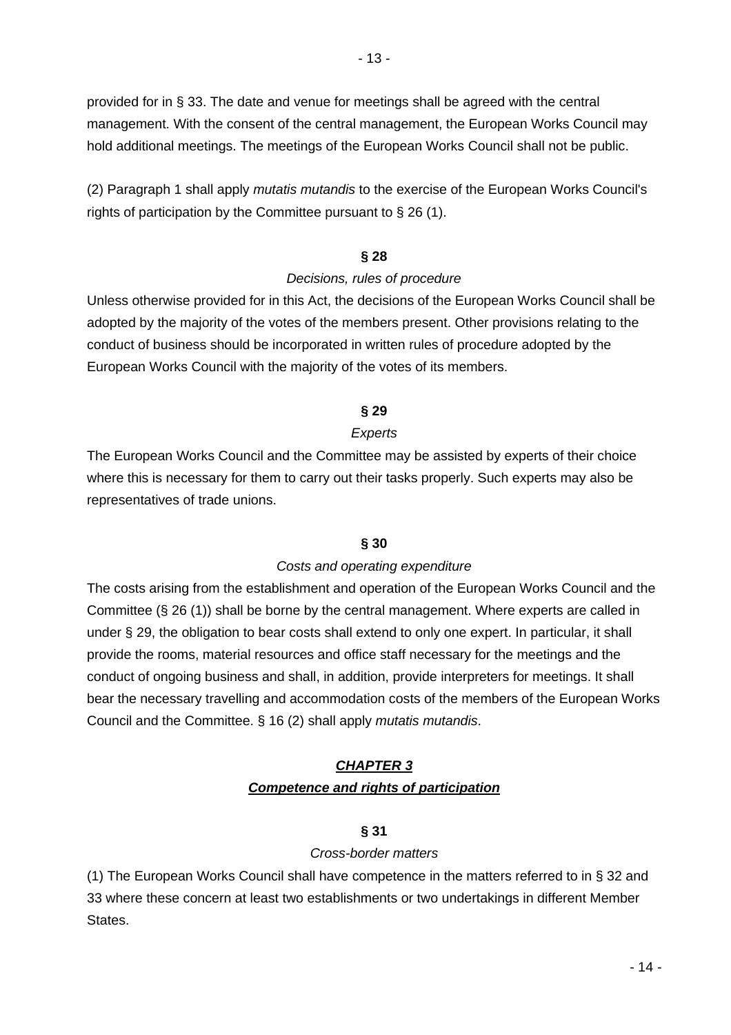provided for in § 33. The date and venue for meetings shall be agreed with the central management. With the consent of the central management, the European Works Council may hold additional meetings. The meetings of the European Works Council shall not be public.

(2) Paragraph 1 shall apply *mutatis mutandis* to the exercise of the European Works Council's rights of participation by the Committee pursuant to § 26 (1).

**§ 28**

*Decisions, rules of procedure*

Unless otherwise provided for in this Act, the decisions of the European Works Council shall be adopted by the majority of the votes of the members present. Other provisions relating to the conduct of business should be incorporated in written rules of procedure adopted by the European Works Council with the majority of the votes of its members.

**§ 29**

*Experts*

The European Works Council and the Committee may be assisted by experts of their choice where this is necessary for them to carry out their tasks properly. Such experts may also be representatives of trade unions.

**§ 30**

*Costs and operating expenditure*

The costs arising from the establishment and operation of the European Works Council and the Committee (§ 26 (1)) shall be borne by the central management. Where experts are called in under § 29, the obligation to bear costs shall extend to only one expert. In particular, it shall provide the rooms, material resources and office staff necessary for the meetings and the conduct of ongoing business and shall, in addition, provide interpreters for meetings. It shall bear the necessary travelling and accommodation costs of the members of the European Works Council and the Committee. § 16 (2) shall apply *mutatis mutandis*.

## ***CHAPTER 3***
## ***Competence and rights of participation***

**§ 31**

*Cross-border matters*

(1) The European Works Council shall have competence in the matters referred to in § 32 and 33 where these concern at least two establishments or two undertakings in different Member States.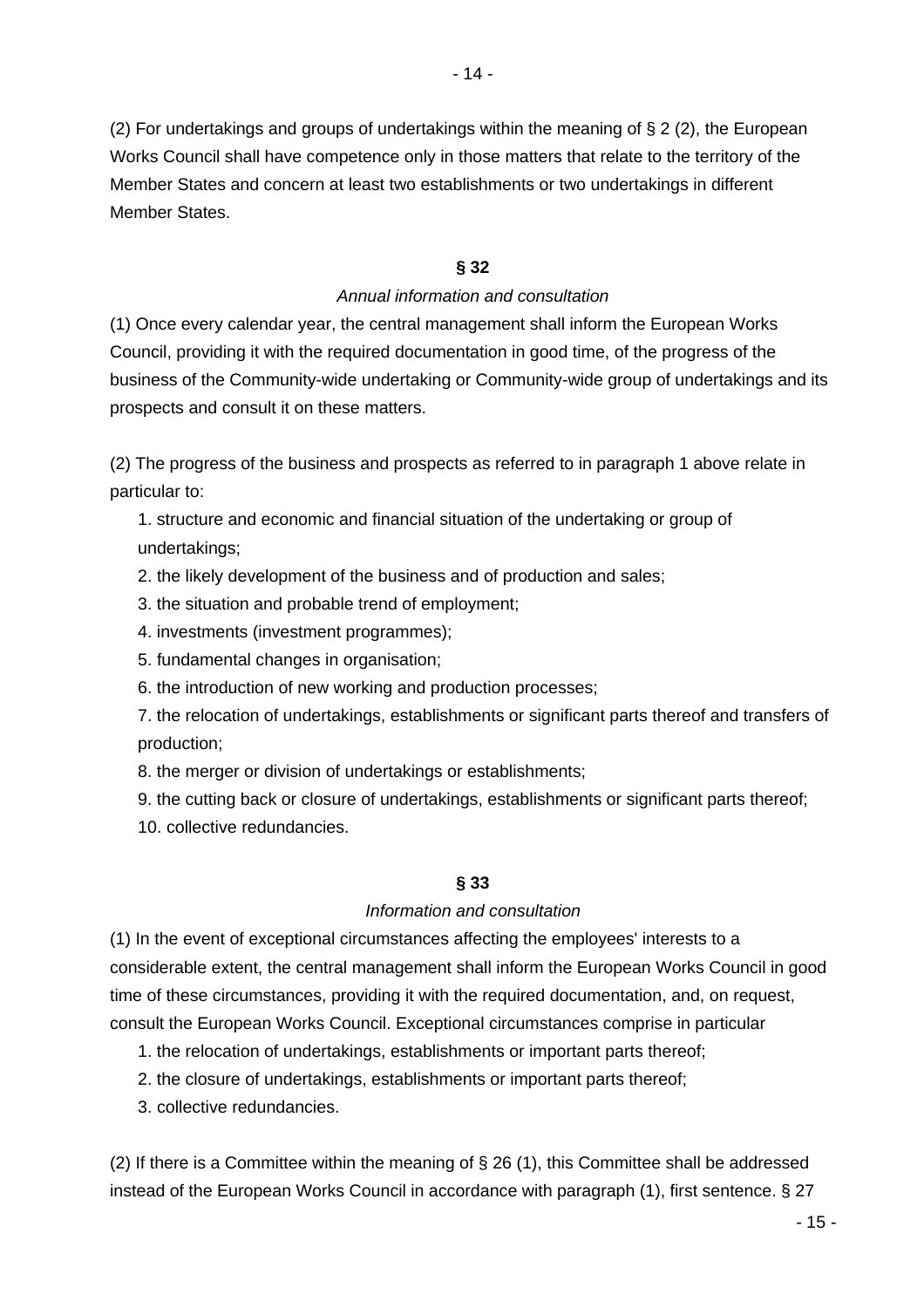(2) For undertakings and groups of undertakings within the meaning of § 2 (2), the European Works Council shall have competence only in those matters that relate to the territory of the Member States and concern at least two establishments or two undertakings in different Member States.

**§ 32**

*Annual information and consultation*

(1) Once every calendar year, the central management shall inform the European Works Council, providing it with the required documentation in good time, of the progress of the business of the Community-wide undertaking or Community-wide group of undertakings and its prospects and consult it on these matters.

(2) The progress of the business and prospects as referred to in paragraph 1 above relate in particular to:

1. structure and economic and financial situation of the undertaking or group of undertakings;
2. the likely development of the business and of production and sales;
3. the situation and probable trend of employment;
4. investments (investment programmes);
5. fundamental changes in organisation;
6. the introduction of new working and production processes;
7. the relocation of undertakings, establishments or significant parts thereof and transfers of production;
8. the merger or division of undertakings or establishments;
9. the cutting back or closure of undertakings, establishments or significant parts thereof;
10. collective redundancies.

**§ 33**

*Information and consultation*

(1) In the event of exceptional circumstances affecting the employees' interests to a considerable extent, the central management shall inform the European Works Council in good time of these circumstances, providing it with the required documentation, and, on request, consult the European Works Council. Exceptional circumstances comprise in particular

1. the relocation of undertakings, establishments or important parts thereof;
2. the closure of undertakings, establishments or important parts thereof;
3. collective redundancies.

(2) If there is a Committee within the meaning of § 26 (1), this Committee shall be addressed instead of the European Works Council in accordance with paragraph (1), first sentence. § 27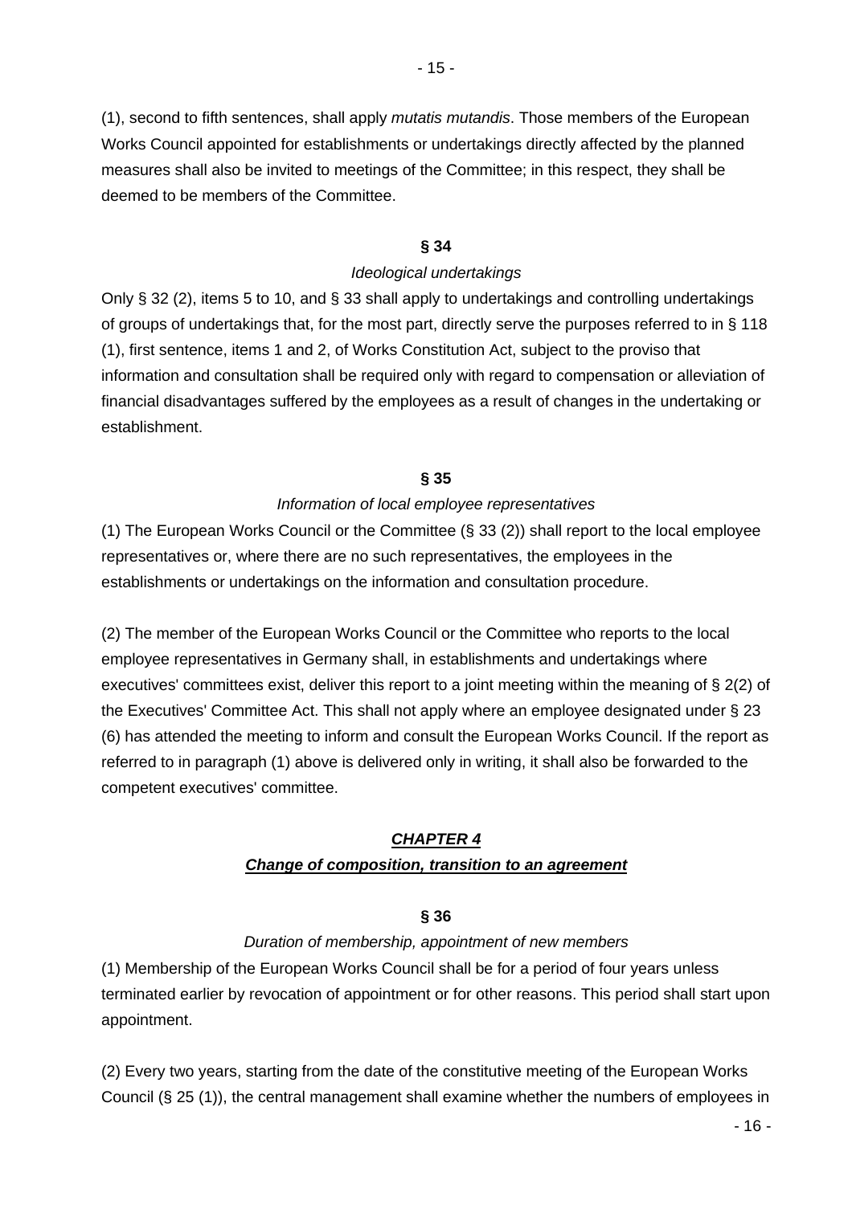(1), second to fifth sentences, shall apply *mutatis mutandis*. Those members of the European Works Council appointed for establishments or undertakings directly affected by the planned measures shall also be invited to meetings of the Committee; in this respect, they shall be deemed to be members of the Committee.

**§ 34**

*Ideological undertakings*

Only § 32 (2), items 5 to 10, and § 33 shall apply to undertakings and controlling undertakings of groups of undertakings that, for the most part, directly serve the purposes referred to in § 118 (1), first sentence, items 1 and 2, of Works Constitution Act, subject to the proviso that information and consultation shall be required only with regard to compensation or alleviation of financial disadvantages suffered by the employees as a result of changes in the undertaking or establishment.

**§ 35**

*Information of local employee representatives*

(1) The European Works Council or the Committee (§ 33 (2)) shall report to the local employee representatives or, where there are no such representatives, the employees in the establishments or undertakings on the information and consultation procedure.

(2) The member of the European Works Council or the Committee who reports to the local employee representatives in Germany shall, in establishments and undertakings where executives' committees exist, deliver this report to a joint meeting within the meaning of § 2(2) of the Executives' Committee Act. This shall not apply where an employee designated under § 23 (6) has attended the meeting to inform and consult the European Works Council. If the report as referred to in paragraph (1) above is delivered only in writing, it shall also be forwarded to the competent executives' committee.

## ***CHAPTER 4***

## ***Change of composition, transition to an agreement***

**§ 36**

*Duration of membership, appointment of new members*

(1) Membership of the European Works Council shall be for a period of four years unless terminated earlier by revocation of appointment or for other reasons. This period shall start upon appointment.

(2) Every two years, starting from the date of the constitutive meeting of the European Works Council (§ 25 (1)), the central management shall examine whether the numbers of employees in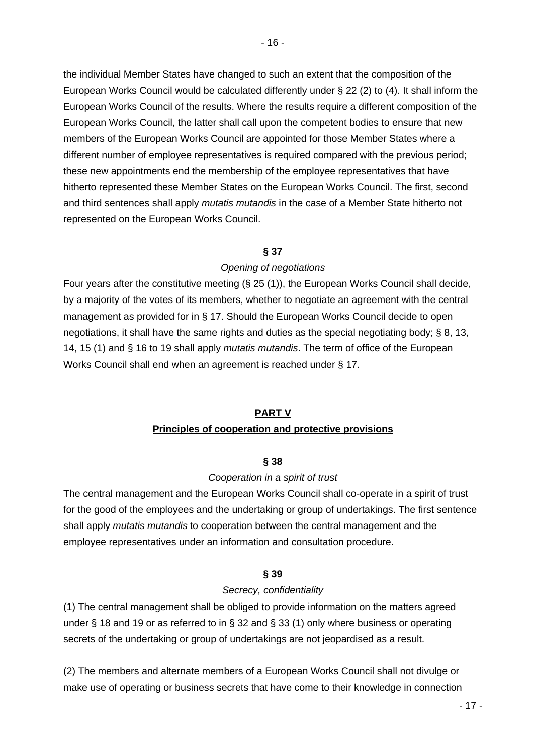the individual Member States have changed to such an extent that the composition of the European Works Council would be calculated differently under § 22 (2) to (4). It shall inform the European Works Council of the results. Where the results require a different composition of the European Works Council, the latter shall call upon the competent bodies to ensure that new members of the European Works Council are appointed for those Member States where a different number of employee representatives is required compared with the previous period; these new appointments end the membership of the employee representatives that have hitherto represented these Member States on the European Works Council. The first, second and third sentences shall apply *mutatis mutandis* in the case of a Member State hitherto not represented on the European Works Council.

**§ 37**

*Opening of negotiations*

Four years after the constitutive meeting (§ 25 (1)), the European Works Council shall decide, by a majority of the votes of its members, whether to negotiate an agreement with the central management as provided for in § 17. Should the European Works Council decide to open negotiations, it shall have the same rights and duties as the special negotiating body; § 8, 13, 14, 15 (1) and § 16 to 19 shall apply *mutatis mutandis*. The term of office of the European Works Council shall end when an agreement is reached under § 17.

## PART V
## Principles of cooperation and protective provisions

**§ 38**

*Cooperation in a spirit of trust*

The central management and the European Works Council shall co-operate in a spirit of trust for the good of the employees and the undertaking or group of undertakings. The first sentence shall apply *mutatis mutandis* to cooperation between the central management and the employee representatives under an information and consultation procedure.

**§ 39**

*Secrecy, confidentiality*

(1) The central management shall be obliged to provide information on the matters agreed under § 18 and 19 or as referred to in § 32 and § 33 (1) only where business or operating secrets of the undertaking or group of undertakings are not jeopardised as a result.

(2) The members and alternate members of a European Works Council shall not divulge or make use of operating or business secrets that have come to their knowledge in connection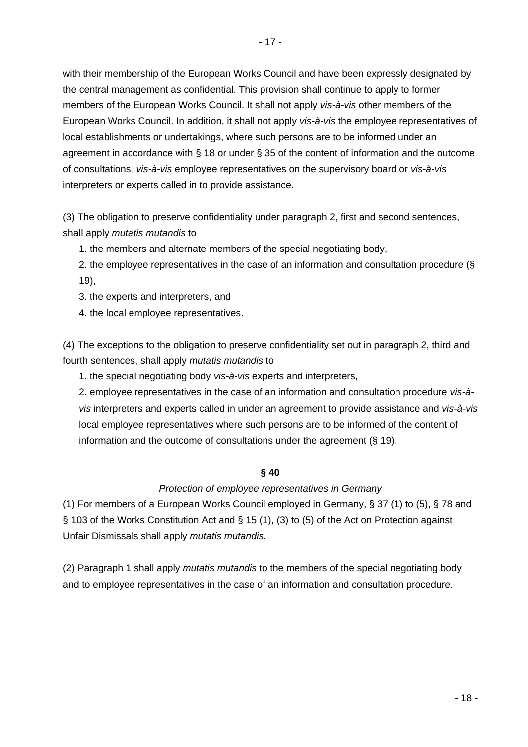with their membership of the European Works Council and have been expressly designated by the central management as confidential. This provision shall continue to apply to former members of the European Works Council. It shall not apply *vis-à-vis* other members of the European Works Council. In addition, it shall not apply *vis-à-vis* the employee representatives of local establishments or undertakings, where such persons are to be informed under an agreement in accordance with § 18 or under § 35 of the content of information and the outcome of consultations, *vis-à-vis* employee representatives on the supervisory board or *vis-à-vis* interpreters or experts called in to provide assistance.

(3) The obligation to preserve confidentiality under paragraph 2, first and second sentences, shall apply *mutatis mutandis* to

1. the members and alternate members of the special negotiating body,
2. the employee representatives in the case of an information and consultation procedure (§ 19),
3. the experts and interpreters, and
4. the local employee representatives.

(4) The exceptions to the obligation to preserve confidentiality set out in paragraph 2, third and fourth sentences, shall apply *mutatis mutandis* to

1. the special negotiating body *vis-à-vis* experts and interpreters,
2. employee representatives in the case of an information and consultation procedure *vis-à-vis* interpreters and experts called in under an agreement to provide assistance and *vis-à-vis* local employee representatives where such persons are to be informed of the content of information and the outcome of consultations under the agreement (§ 19).

**§ 40**

*Protection of employee representatives in Germany*

(1) For members of a European Works Council employed in Germany, § 37 (1) to (5), § 78 and § 103 of the Works Constitution Act and § 15 (1), (3) to (5) of the Act on Protection against Unfair Dismissals shall apply *mutatis mutandis*.

(2) Paragraph 1 shall apply *mutatis mutandis* to the members of the special negotiating body and to employee representatives in the case of an information and consultation procedure.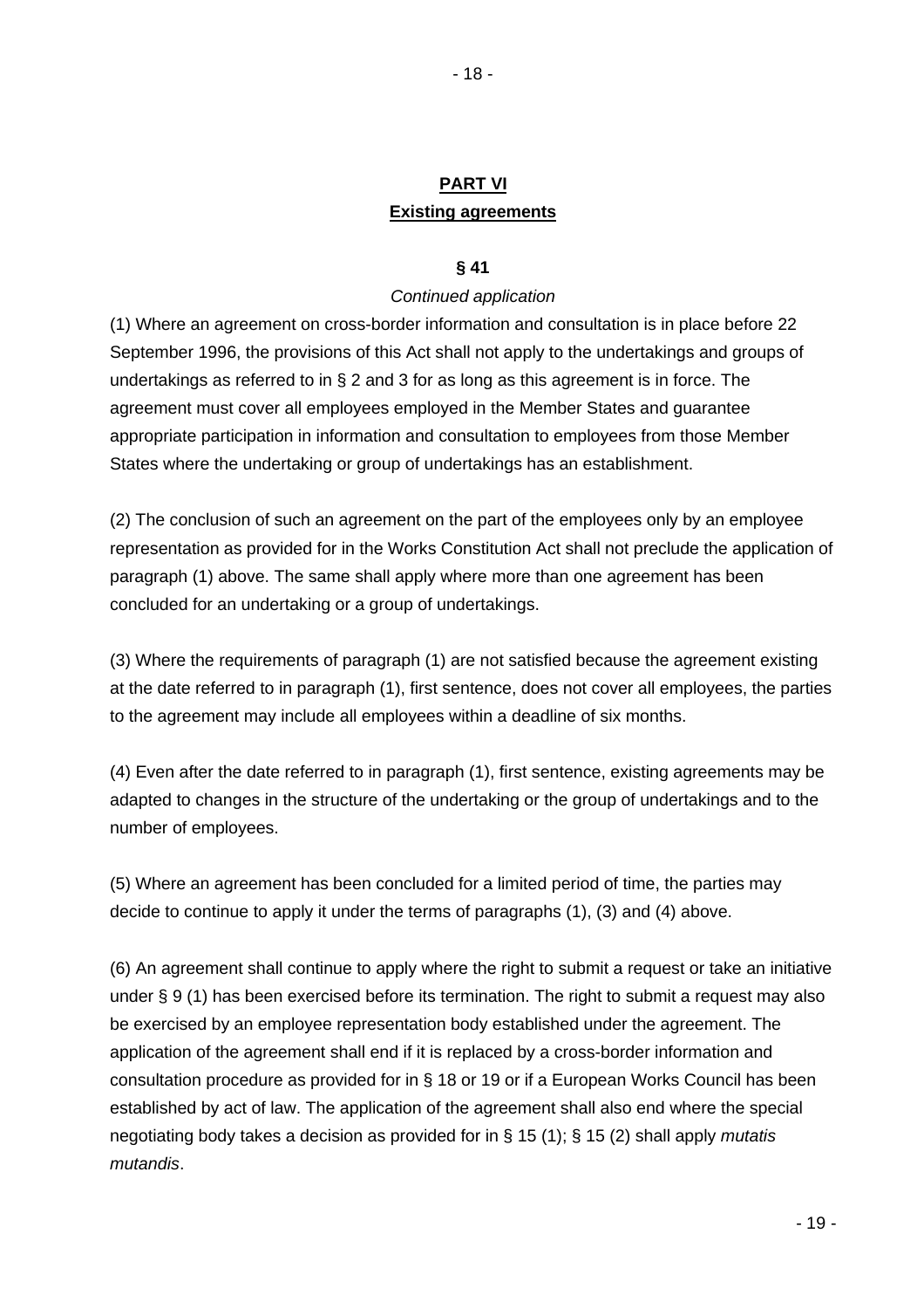## PART VI

## Existing agreements

### § 41

*Continued application*

(1) Where an agreement on cross-border information and consultation is in place before 22 September 1996, the provisions of this Act shall not apply to the undertakings and groups of undertakings as referred to in § 2 and 3 for as long as this agreement is in force. The agreement must cover all employees employed in the Member States and guarantee appropriate participation in information and consultation to employees from those Member States where the undertaking or group of undertakings has an establishment.

(2) The conclusion of such an agreement on the part of the employees only by an employee representation as provided for in the Works Constitution Act shall not preclude the application of paragraph (1) above. The same shall apply where more than one agreement has been concluded for an undertaking or a group of undertakings.

(3) Where the requirements of paragraph (1) are not satisfied because the agreement existing at the date referred to in paragraph (1), first sentence, does not cover all employees, the parties to the agreement may include all employees within a deadline of six months.

(4) Even after the date referred to in paragraph (1), first sentence, existing agreements may be adapted to changes in the structure of the undertaking or the group of undertakings and to the number of employees.

(5) Where an agreement has been concluded for a limited period of time, the parties may decide to continue to apply it under the terms of paragraphs (1), (3) and (4) above.

(6) An agreement shall continue to apply where the right to submit a request or take an initiative under § 9 (1) has been exercised before its termination. The right to submit a request may also be exercised by an employee representation body established under the agreement. The application of the agreement shall end if it is replaced by a cross-border information and consultation procedure as provided for in § 18 or 19 or if a European Works Council has been established by act of law. The application of the agreement shall also end where the special negotiating body takes a decision as provided for in § 15 (1); § 15 (2) shall apply *mutatis mutandis*.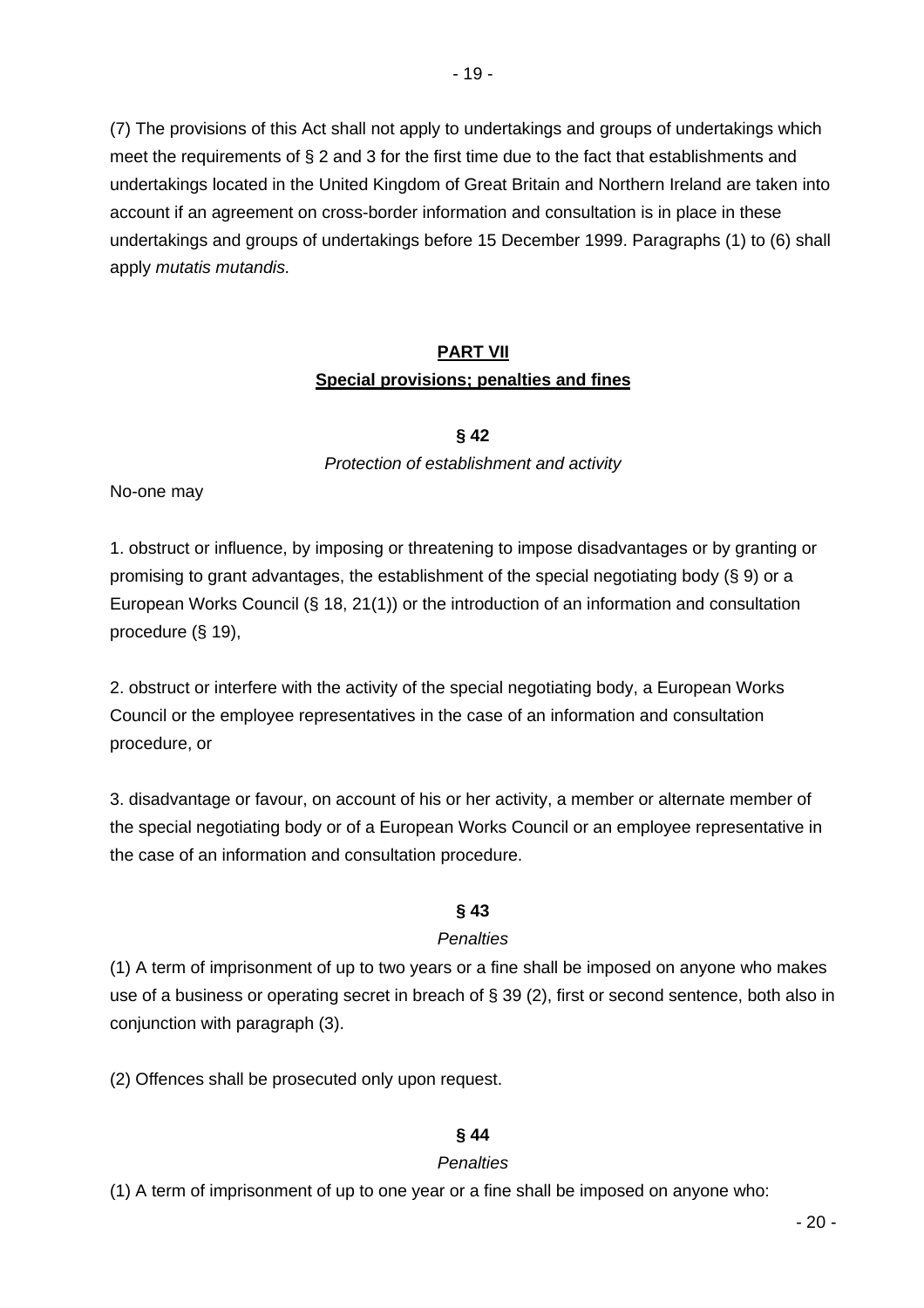(7) The provisions of this Act shall not apply to undertakings and groups of undertakings which meet the requirements of § 2 and 3 for the first time due to the fact that establishments and undertakings located in the United Kingdom of Great Britain and Northern Ireland are taken into account if an agreement on cross-border information and consultation is in place in these undertakings and groups of undertakings before 15 December 1999. Paragraphs (1) to (6) shall apply *mutatis mutandis*.

## PART VII
## Special provisions; penalties and fines

### § 42

*Protection of establishment and activity*

No-one may

1. obstruct or influence, by imposing or threatening to impose disadvantages or by granting or promising to grant advantages, the establishment of the special negotiating body (§ 9) or a European Works Council (§ 18, 21(1)) or the introduction of an information and consultation procedure (§ 19),

2. obstruct or interfere with the activity of the special negotiating body, a European Works Council or the employee representatives in the case of an information and consultation procedure, or

3. disadvantage or favour, on account of his or her activity, a member or alternate member of the special negotiating body or of a European Works Council or an employee representative in the case of an information and consultation procedure.

### § 43

*Penalties*

(1) A term of imprisonment of up to two years or a fine shall be imposed on anyone who makes use of a business or operating secret in breach of § 39 (2), first or second sentence, both also in conjunction with paragraph (3).

(2) Offences shall be prosecuted only upon request.

### § 44

*Penalties*

(1) A term of imprisonment of up to one year or a fine shall be imposed on anyone who: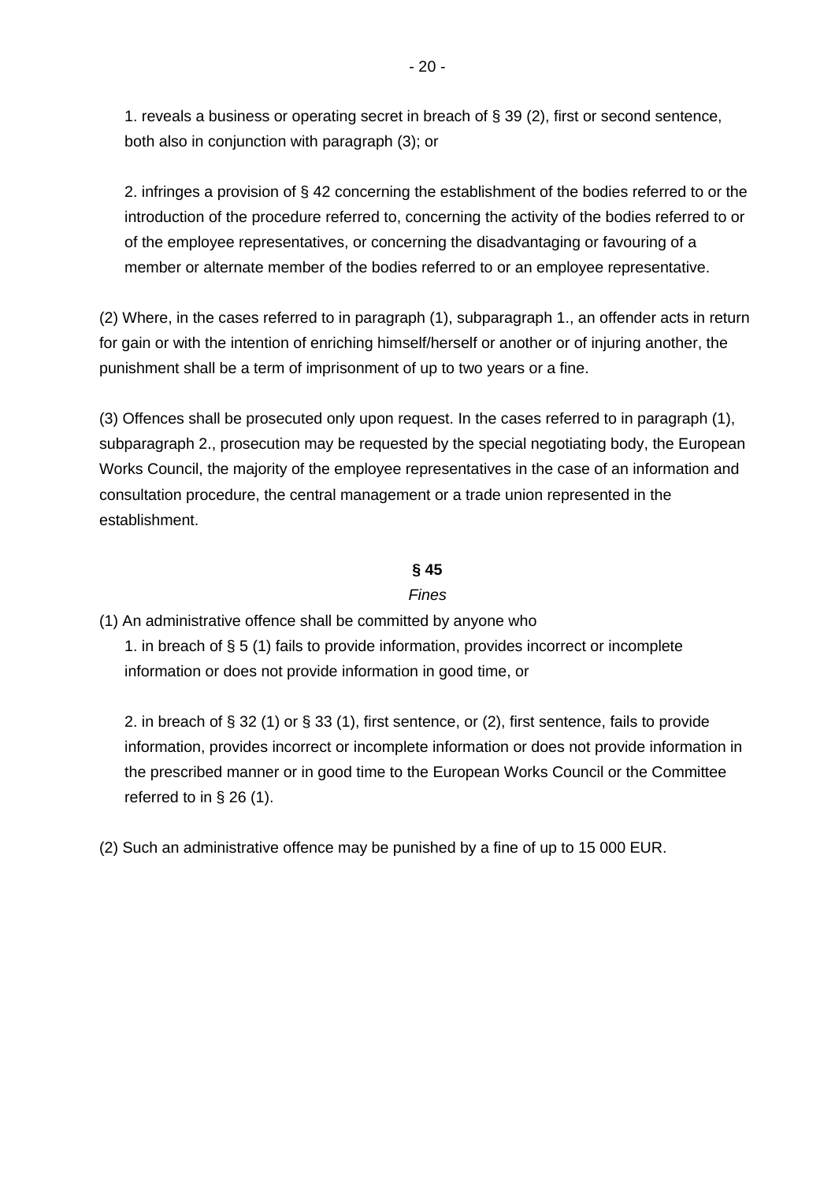1. reveals a business or operating secret in breach of § 39 (2), first or second sentence, both also in conjunction with paragraph (3); or

2. infringes a provision of § 42 concerning the establishment of the bodies referred to or the introduction of the procedure referred to, concerning the activity of the bodies referred to or of the employee representatives, or concerning the disadvantaging or favouring of a member or alternate member of the bodies referred to or an employee representative.

(2) Where, in the cases referred to in paragraph (1), subparagraph 1., an offender acts in return for gain or with the intention of enriching himself/herself or another or of injuring another, the punishment shall be a term of imprisonment of up to two years or a fine.

(3) Offences shall be prosecuted only upon request. In the cases referred to in paragraph (1), subparagraph 2., prosecution may be requested by the special negotiating body, the European Works Council, the majority of the employee representatives in the case of an information and consultation procedure, the central management or a trade union represented in the establishment.

## § 45

*Fines*

(1) An administrative offence shall be committed by anyone who

1. in breach of § 5 (1) fails to provide information, provides incorrect or incomplete information or does not provide information in good time, or

2. in breach of § 32 (1) or § 33 (1), first sentence, or (2), first sentence, fails to provide information, provides incorrect or incomplete information or does not provide information in the prescribed manner or in good time to the European Works Council or the Committee referred to in § 26 (1).

(2) Such an administrative offence may be punished by a fine of up to 15 000 EUR.